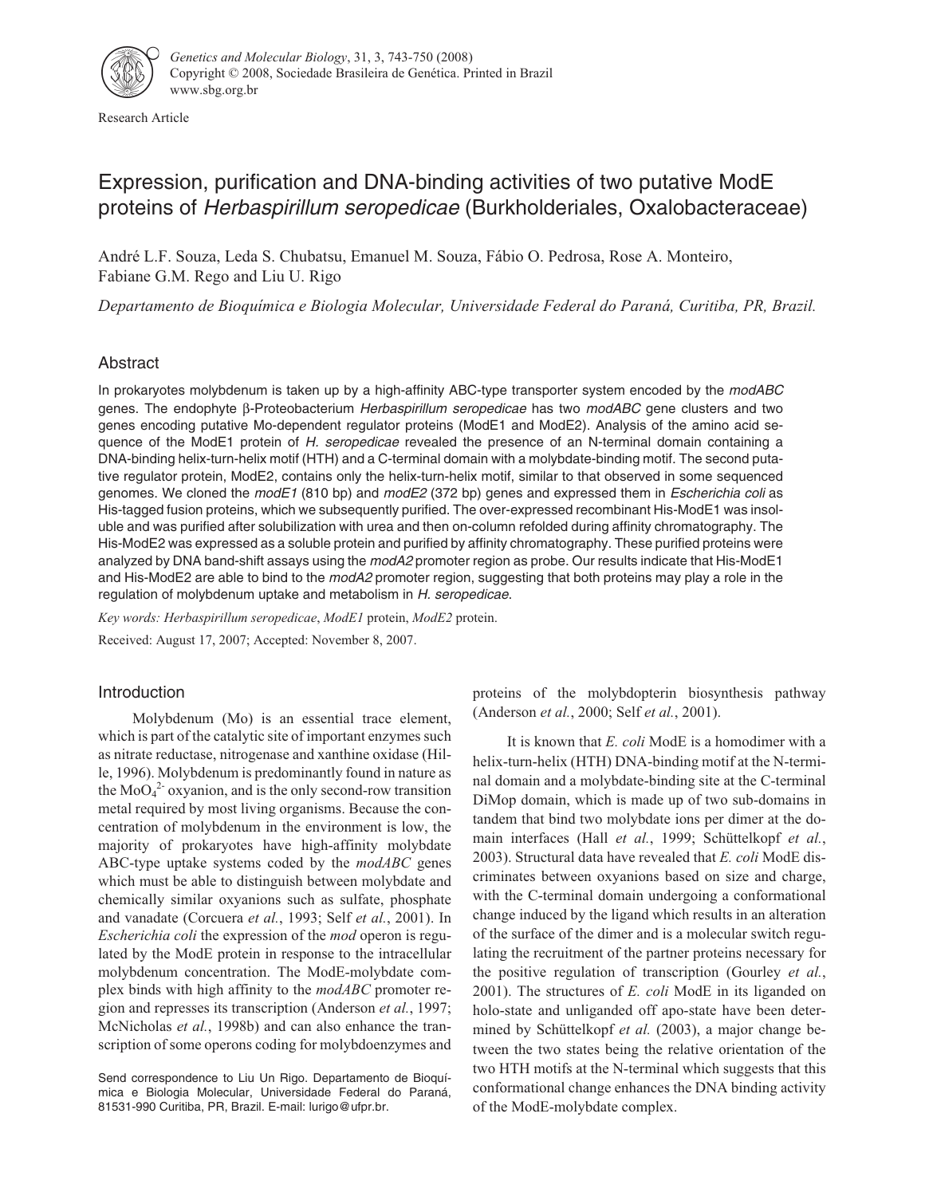Research Article

# Expression, purification and DNA-binding activities of two putative ModE proteins of *Herbaspirillum seropedicae* (Burkholderiales, Oxalobacteraceae)

André L.F. Souza, Leda S. Chubatsu, Emanuel M. Souza, Fábio O. Pedrosa, Rose A. Monteiro, Fabiane G.M. Rego and Liu U. Rigo

*Departamento de Bioquímica e Biologia Molecular, Universidade Federal do Paraná, Curitiba, PR, Brazil.*

## Abstract

In prokaryotes molybdenum is taken up by a high-affinity ABC-type transporter system encoded by the *modABC* genes. The endophyte β-Proteobacterium *Herbaspirillum seropedicae* has two *modABC* gene clusters and two genes encoding putative Mo-dependent regulator proteins (ModE1 and ModE2). Analysis of the amino acid sequence of the ModE1 protein of *H. seropedicae* revealed the presence of an N-terminal domain containing a DNA-binding helix-turn-helix motif (HTH) and a C-terminal domain with a molybdate-binding motif. The second putative regulator protein, ModE2, contains only the helix-turn-helix motif, similar to that observed in some sequenced genomes. We cloned the *modE1* (810 bp) and *modE2* (372 bp) genes and expressed them in *Escherichia coli* as His-tagged fusion proteins, which we subsequently purified. The over-expressed recombinant His-ModE1 was insoluble and was purified after solubilization with urea and then on-column refolded during affinity chromatography. The His-ModE2 was expressed as a soluble protein and purified by affinity chromatography. These purified proteins were analyzed by DNA band-shift assays using the *modA2* promoter region as probe. Our results indicate that His-ModE1 and His-ModE2 are able to bind to the *modA2* promoter region, suggesting that both proteins may play a role in the regulation of molybdenum uptake and metabolism in *H. seropedicae*.

*Key words: Herbaspirillum seropedicae*, *ModE1* protein, *ModE2* protein.

Received: August 17, 2007; Accepted: November 8, 2007.

## Introduction

Molybdenum (Mo) is an essential trace element, which is part of the catalytic site of important enzymes such as nitrate reductase, nitrogenase and xanthine oxidase (Hille, 1996). Molybdenum is predominantly found in nature as the $MoO_4^{2-}$ oxyanion, and is the only second-row transition metal required by most living organisms. Because the concentration of molybdenum in the environment is low, the majority of prokaryotes have high-affinity molybdate ABC-type uptake systems coded by the *modABC* genes which must be able to distinguish between molybdate and chemically similar oxyanions such as sulfate, phosphate and vanadate (Corcuera *et al.*, 1993; Self *et al.*, 2001). In *Escherichia coli* the expression of the *mod* operon is regulated by the ModE protein in response to the intracellular molybdenum concentration. The ModE-molybdate complex binds with high affinity to the *modABC* promoter region and represses its transcription (Anderson *et al.*, 1997; McNicholas *et al.*, 1998b) and can also enhance the transcription of some operons coding for molybdoenzymes and proteins of the molybdopterin biosynthesis pathway (Anderson *et al.*, 2000; Self *et al.*, 2001).

It is known that *E. coli* ModE is a homodimer with a helix-turn-helix (HTH) DNA-binding motif at the N-terminal domain and a molybdate-binding site at the C-terminal DiMop domain, which is made up of two sub-domains in tandem that bind two molybdate ions per dimer at the domain interfaces (Hall *et al.*, 1999; Schüttelkopf *et al.*, 2003). Structural data have revealed that *E. coli* ModE discriminates between oxyanions based on size and charge, with the C-terminal domain undergoing a conformational change induced by the ligand which results in an alteration of the surface of the dimer and is a molecular switch regulating the recruitment of the partner proteins necessary for the positive regulation of transcription (Gourley *et al.*, 2001). The structures of *E. coli* ModE in its liganded on holo-state and unliganded off apo-state have been determined by Schüttelkopf *et al.* (2003), a major change between the two states being the relative orientation of the two HTH motifs at the N-terminal which suggests that this conformational change enhances the DNA binding activity of the ModE-molybdate complex.

Send correspondence to Liu Un Rigo. Departamento de Bioquímica e Biologia Molecular, Universidade Federal do Paraná, 81531-990 Curitiba, PR, Brazil. E-mail: lurigo@ufpr.br.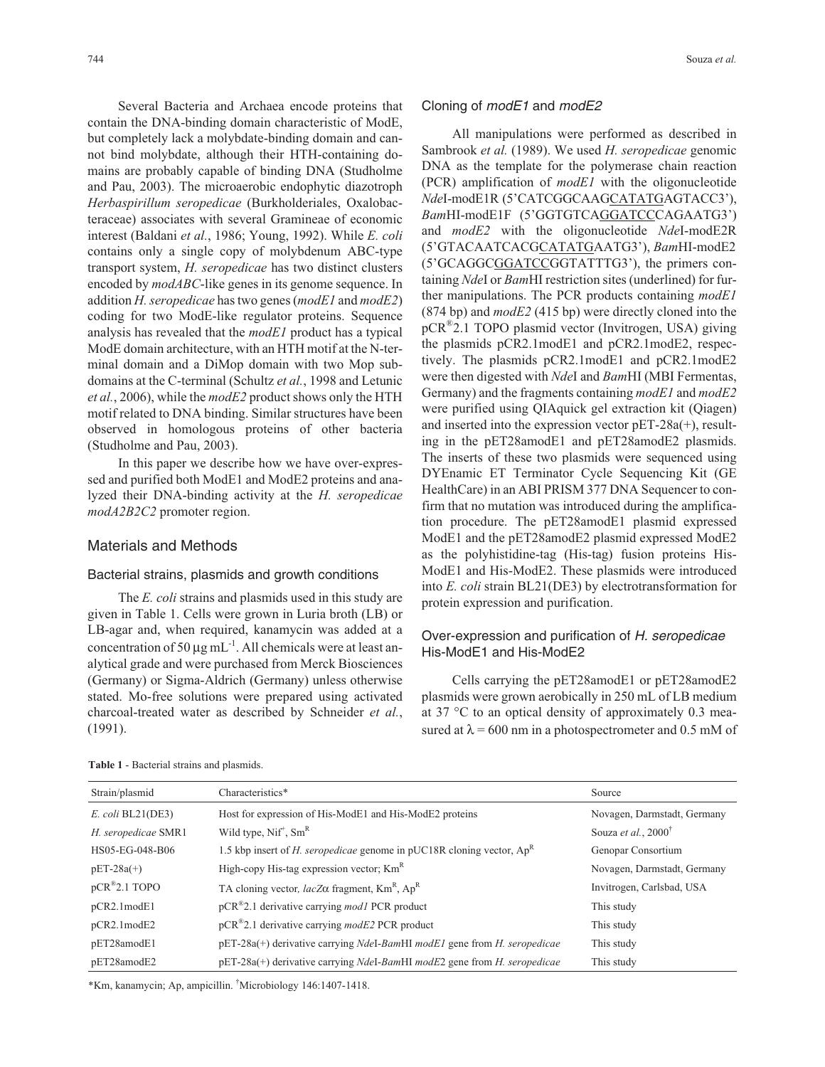Several Bacteria and Archaea encode proteins that contain the DNA-binding domain characteristic of ModE, but completely lack a molybdate-binding domain and cannot bind molybdate, although their HTH-containing domains are probably capable of binding DNA (Studholme and Pau, 2003). The microaerobic endophytic diazotroph *Herbaspirillum seropedicae* (Burkholderiales, Oxalobacteraceae) associates with several Gramineae of economic interest (Baldani *et al.*, 1986; Young, 1992). While *E. coli* contains only a single copy of molybdenum ABC-type transport system, *H. seropedicae* has two distinct clusters encoded by *modABC*-like genes in its genome sequence. In addition *H. seropedicae* has two genes (*modE1* and *modE2*) coding for two ModE-like regulator proteins. Sequence analysis has revealed that the *modE1* product has a typical ModE domain architecture, with an HTH motif at the N-terminal domain and a DiMop domain with two Mop subdomains at the C-terminal (Schultz *et al.*, 1998 and Letunic *et al.*, 2006), while the *modE2* product shows only the HTH motif related to DNA binding. Similar structures have been observed in homologous proteins of other bacteria (Studholme and Pau, 2003).

In this paper we describe how we have over-expressed and purified both ModE1 and ModE2 proteins and analyzed their DNA-binding activity at the *H. seropedicae modA2B2C2* promoter region.

## Materials and Methods

### Bacterial strains, plasmids and growth conditions

The *E. coli* strains and plasmids used in this study are given in Table 1. Cells were grown in Luria broth (LB) or LB-agar and, when required, kanamycin was added at a concentration of 50 $\mu$g mL$^{-1}$. All chemicals were at least analytical grade and were purchased from Merck Biosciences (Germany) or Sigma-Aldrich (Germany) unless otherwise stated. Mo-free solutions were prepared using activated charcoal-treated water as described by Schneider *et al.*, (1991).

### Cloning of *modE1* and *modE2*

All manipulations were performed as described in Sambrook *et al.* (1989). We used *H. seropedicae* genomic DNA as the template for the polymerase chain reaction (PCR) amplification of *modE1* with the oligonucleotide *Nde*I-modE1R (5'CATCGGCAAG<u>CATATG</u>AGTACC3'), *Bam*HI-modE1F (5'GGTGTCA<u>GGATCC</u>CAGAATG3') and *modE2* with the oligonucleotide *Nde*I-modE2R (5'GTACAATCACG<u>CATATG</u>AATG3'), *Bam*HI-modE2 (5'GCAGGC<u>GGATCC</u>GGTATTTG3'), the primers containing *Nde*I or *Bam*HI restriction sites (underlined) for further manipulations. The PCR products containing *modE1* (874 bp) and *modE2* (415 bp) were directly cloned into the pCR®2.1 TOPO plasmid vector (Invitrogen, USA) giving the plasmids pCR2.1modE1 and pCR2.1modE2, respectively. The plasmids pCR2.1modE1 and pCR2.1modE2 were then digested with *Nde*I and *Bam*HI (MBI Fermentas, Germany) and the fragments containing *modE1* and *modE2* were purified using QIAquick gel extraction kit (Qiagen) and inserted into the expression vector pET-28a(+), resulting in the pET28amodE1 and pET28amodE2 plasmids. The inserts of these two plasmids were sequenced using DYEnamic ET Terminator Cycle Sequencing Kit (GE HealthCare) in an ABI PRISM 377 DNA Sequencer to confirm that no mutation was introduced during the amplification procedure. The pET28amodE1 plasmid expressed ModE1 and the pET28amodE2 plasmid expressed ModE2 as the polyhistidine-tag (His-tag) fusion proteins His-ModE1 and His-ModE2. These plasmids were introduced into *E. coli* strain BL21(DE3) by electrotransformation for protein expression and purification.

### Over-expression and purification of *H. seropedicae* His-ModE1 and His-ModE2

Cells carrying the pET28amodE1 or pET28amodE2 plasmids were grown aerobically in 250 mL of LB medium at 37 °C to an optical density of approximately 0.3 measured at $\lambda$ = 600 nm in a photospectrometer and 0.5 mM of

**Table 1** - Bacterial strains and plasmids.

| Strain/plasmid | Characteristics* | Source |
|---|---|---|
| *E. coli* BL21(DE3) | Host for expression of His-ModE1 and His-ModE2 proteins | Novagen, Darmstadt, Germany |
| *H. seropedicae* SMR1 | Wild type, Nif$^+$, Sm$^R$ | Souza *et al.*, 2000[†] |
| HS05-EG-048-B06 | 1.5 kbp insert of *H. seropedicae* genome in pUC18R cloning vector, Ap$^R$ | Genopar Consortium |
| pET-28a(+) | High-copy His-tag expression vector; Km$^R$ | Novagen, Darmstadt, Germany |
| pCR®2.1 TOPO | TA cloning vector, *lacZ$\alpha$* fragment, Km$^R$, Ap$^R$ | Invitrogen, Carlsbad, USA |
| pCR2.1modE1 | pCR®2.1 derivative carrying *mod1* PCR product | This study |
| pCR2.1modE2 | pCR®2.1 derivative carrying *modE2* PCR product | This study |
| pET28amodE1 | pET-28a(+) derivative carrying *Nde*I-*Bam*HI *modE1* gene from *H. seropedicae* | This study |
| pET28amodE2 | pET-28a(+) derivative carrying *Nde*I-*Bam*HI *modE*2 gene from *H. seropedicae* | This study |

*Km, kanamycin; Ap, ampicillin. [†]Microbiology 146:1407-1418.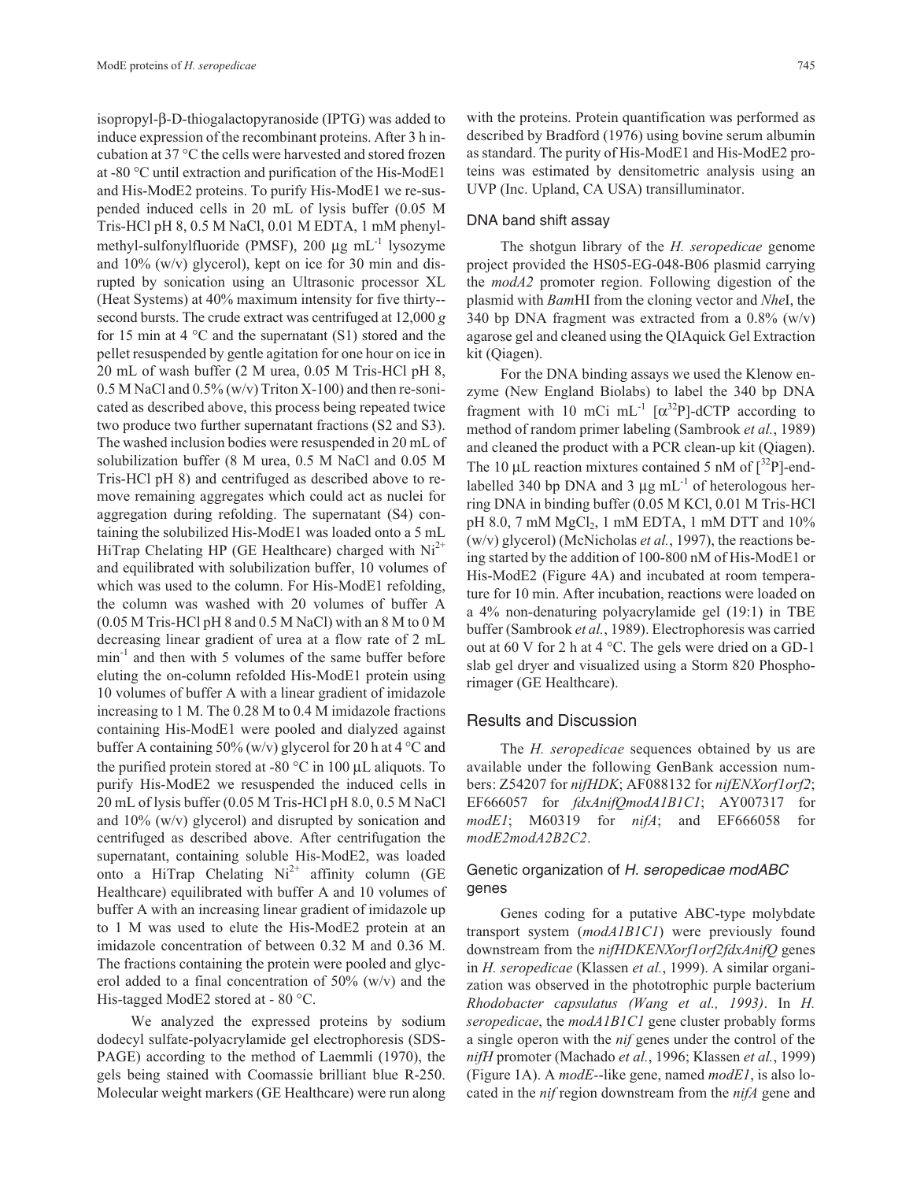isopropyl-β-D-thiogalactopyranoside (IPTG) was added to induce expression of the recombinant proteins. After 3 h incubation at 37 °C the cells were harvested and stored frozen at -80 °C until extraction and purification of the His-ModE1 and His-ModE2 proteins. To purify His-ModE1 we re-suspended induced cells in 20 mL of lysis buffer (0.05 M Tris-HCl pH 8, 0.5 M NaCl, 0.01 M EDTA, 1 mM phenylmethyl-sulfonylfluoride (PMSF), 200 μg $mL^{-1}$ lysozyme and 10% (w/v) glycerol), kept on ice for 30 min and disrupted by sonication using an Ultrasonic processor XL (Heat Systems) at 40% maximum intensity for five thirty--second bursts. The crude extract was centrifuged at 12,000 *g* for 15 min at 4 °C and the supernatant (S1) stored and the pellet resuspended by gentle agitation for one hour on ice in 20 mL of wash buffer (2 M urea, 0.05 M Tris-HCl pH 8, 0.5 M NaCl and 0.5% (w/v) Triton X-100) and then re-sonicated as described above, this process being repeated twice two produce two further supernatant fractions (S2 and S3). The washed inclusion bodies were resuspended in 20 mL of solubilization buffer (8 M urea, 0.5 M NaCl and 0.05 M Tris-HCl pH 8) and centrifuged as described above to remove remaining aggregates which could act as nuclei for aggregation during refolding. The supernatant (S4) containing the solubilized His-ModE1 was loaded onto a 5 mL HiTrap Chelating HP (GE Healthcare) charged with $Ni^{2+}$ and equilibrated with solubilization buffer, 10 volumes of which was used to the column. For His-ModE1 refolding, the column was washed with 20 volumes of buffer A (0.05 M Tris-HCl pH 8 and 0.5 M NaCl) with an 8 M to 0 M decreasing linear gradient of urea at a flow rate of 2 mL $min^{-1}$ and then with 5 volumes of the same buffer before eluting the on-column refolded His-ModE1 protein using 10 volumes of buffer A with a linear gradient of imidazole increasing to 1 M. The 0.28 M to 0.4 M imidazole fractions containing His-ModE1 were pooled and dialyzed against buffer A containing 50% (w/v) glycerol for 20 h at 4 °C and the purified protein stored at -80 °C in 100 μL aliquots. To purify His-ModE2 we resuspended the induced cells in 20 mL of lysis buffer (0.05 M Tris-HCl pH 8.0, 0.5 M NaCl and 10% (w/v) glycerol) and disrupted by sonication and centrifuged as described above. After centrifugation the supernatant, containing soluble His-ModE2, was loaded onto a HiTrap Chelating $Ni^{2+}$ affinity column (GE Healthcare) equilibrated with buffer A and 10 volumes of buffer A with an increasing linear gradient of imidazole up to 1 M was used to elute the His-ModE2 protein at an imidazole concentration of between 0.32 M and 0.36 M. The fractions containing the protein were pooled and glycerol added to a final concentration of 50% (w/v) and the His-tagged ModE2 stored at - 80 °C.

We analyzed the expressed proteins by sodium dodecyl sulfate-polyacrylamide gel electrophoresis (SDS-PAGE) according to the method of Laemmli (1970), the gels being stained with Coomassie brilliant blue R-250. Molecular weight markers (GE Healthcare) were run along with the proteins. Protein quantification was performed as described by Bradford (1976) using bovine serum albumin as standard. The purity of His-ModE1 and His-ModE2 proteins was estimated by densitometric analysis using an UVP (Inc. Upland, CA USA) transilluminator.

### DNA band shift assay

The shotgun library of the *H. seropedicae* genome project provided the HS05-EG-048-B06 plasmid carrying the *modA2* promoter region. Following digestion of the plasmid with *Bam*HI from the cloning vector and *Nhe*I, the 340 bp DNA fragment was extracted from a 0.8% (w/v) agarose gel and cleaned using the QIAquick Gel Extraction kit (Qiagen).

For the DNA binding assays we used the Klenow enzyme (New England Biolabs) to label the 340 bp DNA fragment with 10 mCi $mL^{-1}$ [$\alpha^{32}$P]-dCTP according to method of random primer labeling (Sambrook *et al.*, 1989) and cleaned the product with a PCR clean-up kit (Qiagen). The 10 μL reaction mixtures contained 5 nM of [$^{32}$P]-end-labelled 340 bp DNA and 3 μg $mL^{-1}$ of heterologous herring DNA in binding buffer (0.05 M KCl, 0.01 M Tris-HCl pH 8.0, 7 mM $MgCl_2$, 1 mM EDTA, 1 mM DTT and 10% (w/v) glycerol) (McNicholas *et al.*, 1997), the reactions being started by the addition of 100-800 nM of His-ModE1 or His-ModE2 (Figure 4A) and incubated at room temperature for 10 min. After incubation, reactions were loaded on a 4% non-denaturing polyacrylamide gel (19:1) in TBE buffer (Sambrook *et al.*, 1989). Electrophoresis was carried out at 60 V for 2 h at 4 °C. The gels were dried on a GD-1 slab gel dryer and visualized using a Storm 820 Phosphorimager (GE Healthcare).

## Results and Discussion

The *H. seropedicae* sequences obtained by us are available under the following GenBank accession numbers: Z54207 for *nifHDK*; AF088132 for *nifENXorf1orf2*; EF666057 for *fdxAnifQmodA1B1C1*; AY007317 for *modE1*; M60319 for *nifA*; and EF666058 for *modE2modA2B2C2*.

### Genetic organization of *H. seropedicae modABC* genes

Genes coding for a putative ABC-type molybdate transport system (*modA1B1C1*) were previously found downstream from the *nifHDKENXorf1orf2fdxAnifQ* genes in *H. seropedicae* (Klassen *et al.*, 1999). A similar organization was observed in the phototrophic purple bacterium *Rhodobacter capsulatus (Wang et al., 1993)*. In *H. seropedicae*, the *modA1B1C1* gene cluster probably forms a single operon with the *nif* genes under the control of the *nifH* promoter (Machado *et al.*, 1996; Klassen *et al.*, 1999) (Figure 1A). A *modE*--like gene, named *modE1*, is also located in the *nif* region downstream from the *nifA* gene and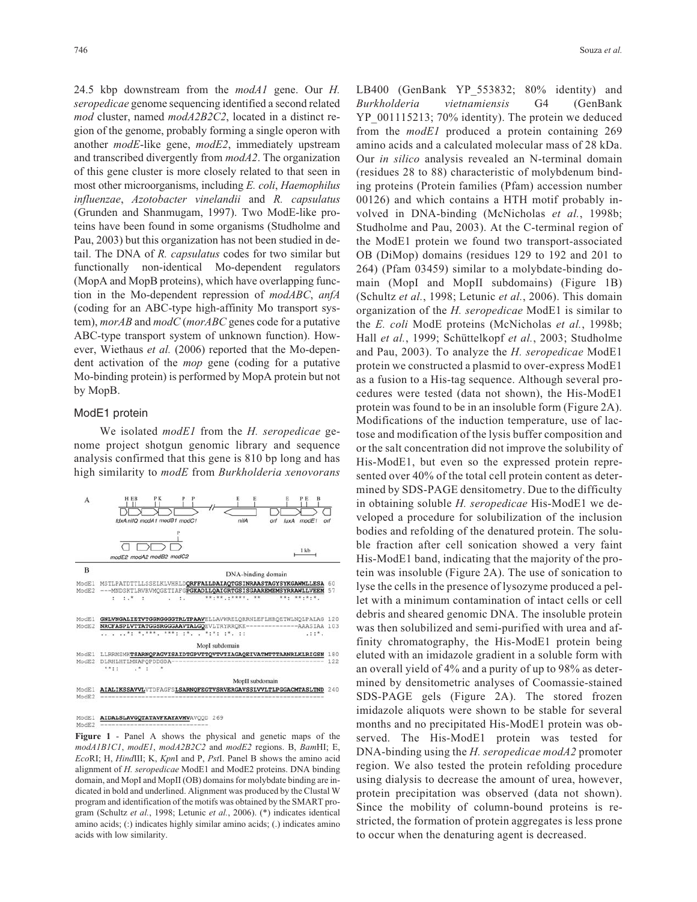24.5 kbp downstream from the *modA1* gene. Our *H. seropedicae* genome sequencing identified a second related *mod* cluster, named *modA2B2C2*, located in a distinct region of the genome, probably forming a single operon with another *modE*-like gene, *modE2*, immediately upstream and transcribed divergently from *modA2*. The organization of this gene cluster is more closely related to that seen in most other microorganisms, including *E. coli*, *Haemophilus influenzae*, *Azotobacter vinelandii* and *R. capsulatus* (Grunden and Shanmugam, 1997). Two ModE-like proteins have been found in some organisms (Studholme and Pau, 2003) but this organization has not been studied in detail. The DNA of *R. capsulatus* codes for two similar but functionally non-identical Mo-dependent regulators (MopA and MopB proteins), which have overlapping function in the Mo-dependent repression of *modABC*, *anfA* (coding for an ABC-type high-affinity Mo transport system), *morAB* and *modC* (*morABC* genes code for a putative ABC-type transport system of unknown function). However, Wiethaus *et al.* (2006) reported that the Mo-dependent activation of the *mop* gene (coding for a putative Mo-binding protein) is performed by MopA protein but not by MopB.

## ModE1 protein

We isolated *modE1* from the *H. seropedicae* genome project shotgun genomic library and sequence analysis confirmed that this gene is 810 bp long and has high similarity to *modE* from *Burkholderia xenovorans* LB400 (GenBank YP_553832; 80% identity) and *Burkholderia vietnamiensis* G4 (GenBank YP_001115213; 70% identity). The protein we deduced from the *modE1* produced a protein containing 269 amino acids and a calculated molecular mass of 28 kDa. Our *in silico* analysis revealed an N-terminal domain (residues 28 to 88) characteristic of molybdenum binding proteins (Protein families (Pfam) accession number 00126) and which contains a HTH motif probably involved in DNA-binding (McNicholas *et al.*, 1998b; Studholme and Pau, 2003). At the C-terminal region of the ModE1 protein we found two transport-associated OB (DiMop) domains (residues 129 to 192 and 201 to 264) (Pfam 03459) similar to a molybdate-binding domain (MopI and MopII subdomains) (Figure 1B) (Schultz *et al.*, 1998; Letunic *et al.*, 2006). This domain organization of the *H. seropedicae* ModE1 is similar to the *E. coli* ModE proteins (McNicholas *et al.*, 1998b; Hall *et al.*, 1999; Schüttelkopf *et al.*, 2003; Studholme and Pau, 2003). To analyze the *H. seropedicae* ModE1 protein we constructed a plasmid to over-express ModE1 as a fusion to a His-tag sequence. Although several procedures were tested (data not shown), the His-ModE1 protein was found to be in an insoluble form (Figure 2A). Modifications of the induction temperature, use of lactose and modification of the lysis buffer composition and or the salt concentration did not improve the solubility of His-ModE1, but even so the expressed protein represented over 40% of the total cell protein content as determined by SDS-PAGE densitometry. Due to the difficulty in obtaining soluble *H. seropedicae* His-ModE1 we developed a procedure for solubilization of the inclusion bodies and refolding of the denatured protein. The soluble fraction after cell sonication showed a very faint His-ModE1 band, indicating that the majority of the protein was insoluble (Figure 2A). The use of sonication to lyse the cells in the presence of lysozyme produced a pellet with a minimum contamination of intact cells or cell debris and sheared genomic DNA. The insoluble protein was then solubilized and semi-purified with urea and affinity chromatography, the His-ModE1 protein being eluted with an imidazole gradient in a soluble form with an overall yield of 4% and a purity of up to 98% as determined by densitometric analyses of Coomassie-stained SDS-PAGE gels (Figure 2A). The stored frozen imidazole aliquots were shown to be stable for several months and no precipitated His-ModE1 protein was observed. The His-ModE1 protein was tested for DNA-binding using the *H. seropedicae modA2* promoter region. We also tested the protein refolding procedure using dialysis to decrease the amount of urea, however, protein precipitation was observed (data not shown). Since the mobility of column-bound proteins is restricted, the formation of protein aggregates is less prone to occur when the denaturing agent is decreased.

```
A
   H EB      P K        P  P             E      E          E   P E   B
fdxA nifQ modA1 modB1 modC1   //        nifA          orf  luxA  modE1  orf

                    P
modE2 modA2 modB2 modC2                                      1 kb

B
                                              DNA-binding domain
ModE1  MSTLPATDTTLLSSELKLVHRLDQRFFALLDAIAQTGSINRAASTAGYSYKGAWMLLESA  60
ModE2  ---MNDSKTLRVRVMQGETIAFGPGKADLLQAIGRTGSISGAAREMEMSYRRAWLLVEEM  57
          :  :.*  :      .  :.    **:**.:****. **      **: **:*:*.

ModE1  GNLVNGALIETVTGGKGGGGTRLTPAAVELLAVWRELQRRNLEFLHRQETWLNQLPALAG  120
ModE2  NRCFASPLVTTATGGSRGGGAAVTALGQEVLTRYRRQKK--------------AAASIAA  103
       .. . ..*: *.***. ***: :*. . *:*: :*. ::              .::*.

                                              MopI subdomain
ModE1  LLRRMSMKTSARNQFAGVISAIDTGPVTTQVTVTIAGAQEIVATMTTTAANRLKLRIGSN  180
ModE2  DLRHLHTLMNAPQPDDGDA-----------------------------------------  122
        **::     .* :   *

                                              MopII subdomain
ModE1  AIALIKSSAVVLVTDFAGFSLSARNQFEGTVSRVERGAVSSLVVLTLPGGACMTASLTND  240
ModE2  ------------------------------------------------------------

ModE1  AIDALSLAVGQTATAVFKAYAVMVAVQQD  269
ModE2  -----------------------------
```

**Figure 1** - Panel A shows the physical and genetic maps of the *modA1B1C1*, *modE1*, *modA2B2C2* and *modE2* regions. B, *Bam*HI; E, *Eco*RI; H, *Hin*dIII; K, *Kpn*I and P, *Pst*I. Panel B shows the amino acid alignment of *H. seropedicae* ModE1 and ModE2 proteins. DNA binding domain, and MopI and MopII (OB) domains for molybdate binding are indicated in bold and underlined. Alignment was produced by the Clustal W program and identification of the motifs was obtained by the SMART program (Schultz *et al.*, 1998; Letunic *et al.*, 2006). (*) indicates identical amino acids; (:) indicates highly similar amino acids; (.) indicates amino acids with low similarity.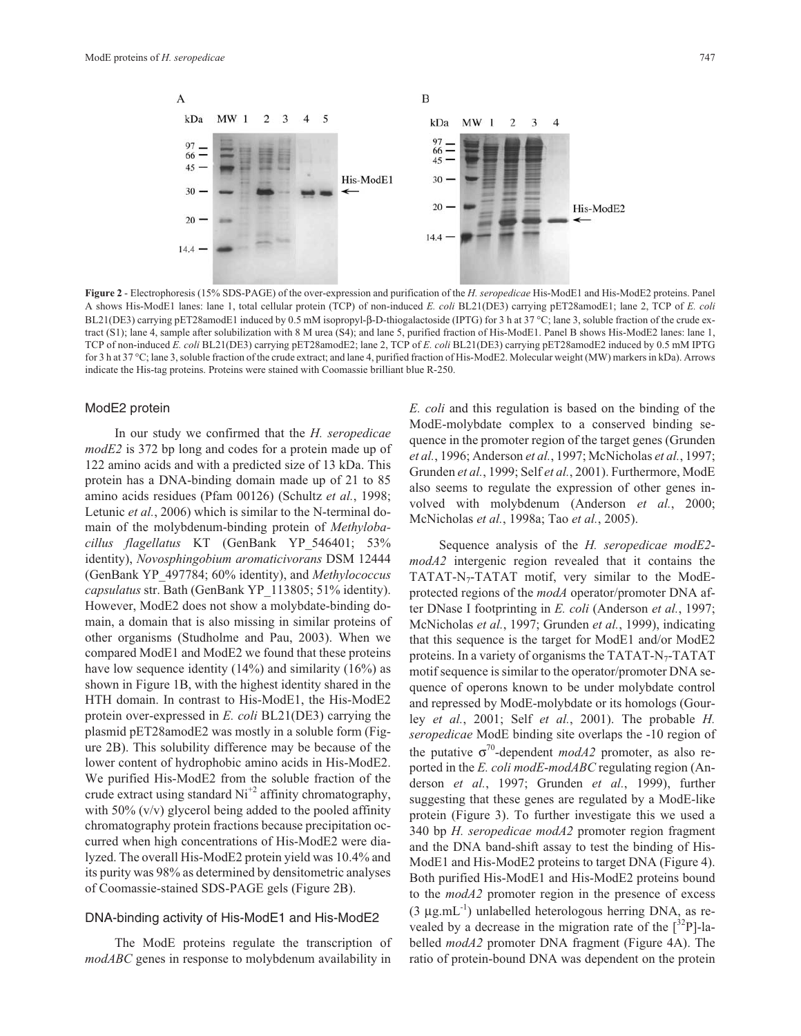Figure 2 - Electrophoresis (15% SDS-PAGE) of the over-expression and purification of the *H. seropedicae* His-ModE1 and His-ModE2 proteins. Panel A shows His-ModE1 lanes: lane 1, total cellular protein (TCP) of non-induced *E. coli* BL21(DE3) carrying pET28amodE1; lane 2, TCP of *E. coli* BL21(DE3) carrying pET28amodE1 induced by 0.5 mM isopropyl-β-D-thiogalactoside (IPTG) for 3 h at 37 °C; lane 3, soluble fraction of the crude extract (S1); lane 4, sample after solubilization with 8 M urea (S4); and lane 5, purified fraction of His-ModE1. Panel B shows His-ModE2 lanes: lane 1, TCP of non-induced *E. coli* BL21(DE3) carrying pET28amodE2; lane 2, TCP of *E. coli* BL21(DE3) carrying pET28amodE2 induced by 0.5 mM IPTG for 3 h at 37 °C; lane 3, soluble fraction of the crude extract; and lane 4, purified fraction of His-ModE2. Molecular weight (MW) markers in kDa). Arrows indicate the His-tag proteins. Proteins were stained with Coomassie brilliant blue R-250.

### ModE2 protein

In our study we confirmed that the *H. seropedicae modE2* is 372 bp long and codes for a protein made up of 122 amino acids and with a predicted size of 13 kDa. This protein has a DNA-binding domain made up of 21 to 85 amino acids residues (Pfam 00126) (Schultz *et al.*, 1998; Letunic *et al.*, 2006) which is similar to the N-terminal domain of the molybdenum-binding protein of *Methylobacillus flagellatus* KT (GenBank YP_546401; 53% identity), *Novosphingobium aromaticivorans* DSM 12444 (GenBank YP_497784; 60% identity), and *Methylococcus capsulatus* str. Bath (GenBank YP_113805; 51% identity). However, ModE2 does not show a molybdate-binding domain, a domain that is also missing in similar proteins of other organisms (Studholme and Pau, 2003). When we compared ModE1 and ModE2 we found that these proteins have low sequence identity (14%) and similarity (16%) as shown in Figure 1B, with the highest identity shared in the HTH domain. In contrast to His-ModE1, the His-ModE2 protein over-expressed in *E. coli* BL21(DE3) carrying the plasmid pET28amodE2 was mostly in a soluble form (Figure 2B). This solubility difference may be because of the lower content of hydrophobic amino acids in His-ModE2. We purified His-ModE2 from the soluble fraction of the crude extract using standard $Ni^{+2}$ affinity chromatography, with 50% (v/v) glycerol being added to the pooled affinity chromatography protein fractions because precipitation occurred when high concentrations of His-ModE2 were dialyzed. The overall His-ModE2 protein yield was 10.4% and its purity was 98% as determined by densitometric analyses of Coomassie-stained SDS-PAGE gels (Figure 2B).

### DNA-binding activity of His-ModE1 and His-ModE2

The ModE proteins regulate the transcription of *modABC* genes in response to molybdenum availability in *E. coli* and this regulation is based on the binding of the ModE-molybdate complex to a conserved binding sequence in the promoter region of the target genes (Grunden *et al.*, 1996; Anderson *et al.*, 1997; McNicholas *et al.*, 1997; Grunden *et al.*, 1999; Self *et al.*, 2001). Furthermore, ModE also seems to regulate the expression of other genes involved with molybdenum (Anderson *et al.*, 2000; McNicholas *et al.*, 1998a; Tao *et al.*, 2005).

Sequence analysis of the *H. seropedicae modE2-modA2* intergenic region revealed that it contains the TATAT-$N_7$-TATAT motif, very similar to the ModE-protected regions of the *modA* operator/promoter DNA after DNase I footprinting in *E. coli* (Anderson *et al.*, 1997; McNicholas *et al.*, 1997; Grunden *et al.*, 1999), indicating that this sequence is the target for ModE1 and/or ModE2 proteins. In a variety of organisms the TATAT-$N_7$-TATAT motif sequence is similar to the operator/promoter DNA sequence of operons known to be under molybdate control and repressed by ModE-molybdate or its homologs (Gourley *et al.*, 2001; Self *et al.*, 2001). The probable *H. seropedicae* ModE binding site overlaps the -10 region of the putative $\sigma^{70}$-dependent *modA2* promoter, as also reported in the *E. coli modE-modABC* regulating region (Anderson *et al.*, 1997; Grunden *et al.*, 1999), further suggesting that these genes are regulated by a ModE-like protein (Figure 3). To further investigate this we used a 340 bp *H. seropedicae modA2* promoter region fragment and the DNA band-shift assay to test the binding of His-ModE1 and His-ModE2 proteins to target DNA (Figure 4). Both purified His-ModE1 and His-ModE2 proteins bound to the *modA2* promoter region in the presence of excess (3 $\mu g.mL^{-1}$) unlabelled heterologous herring DNA, as revealed by a decrease in the migration rate of the [$^{32}P$]-labelled *modA2* promoter DNA fragment (Figure 4A). The ratio of protein-bound DNA was dependent on the protein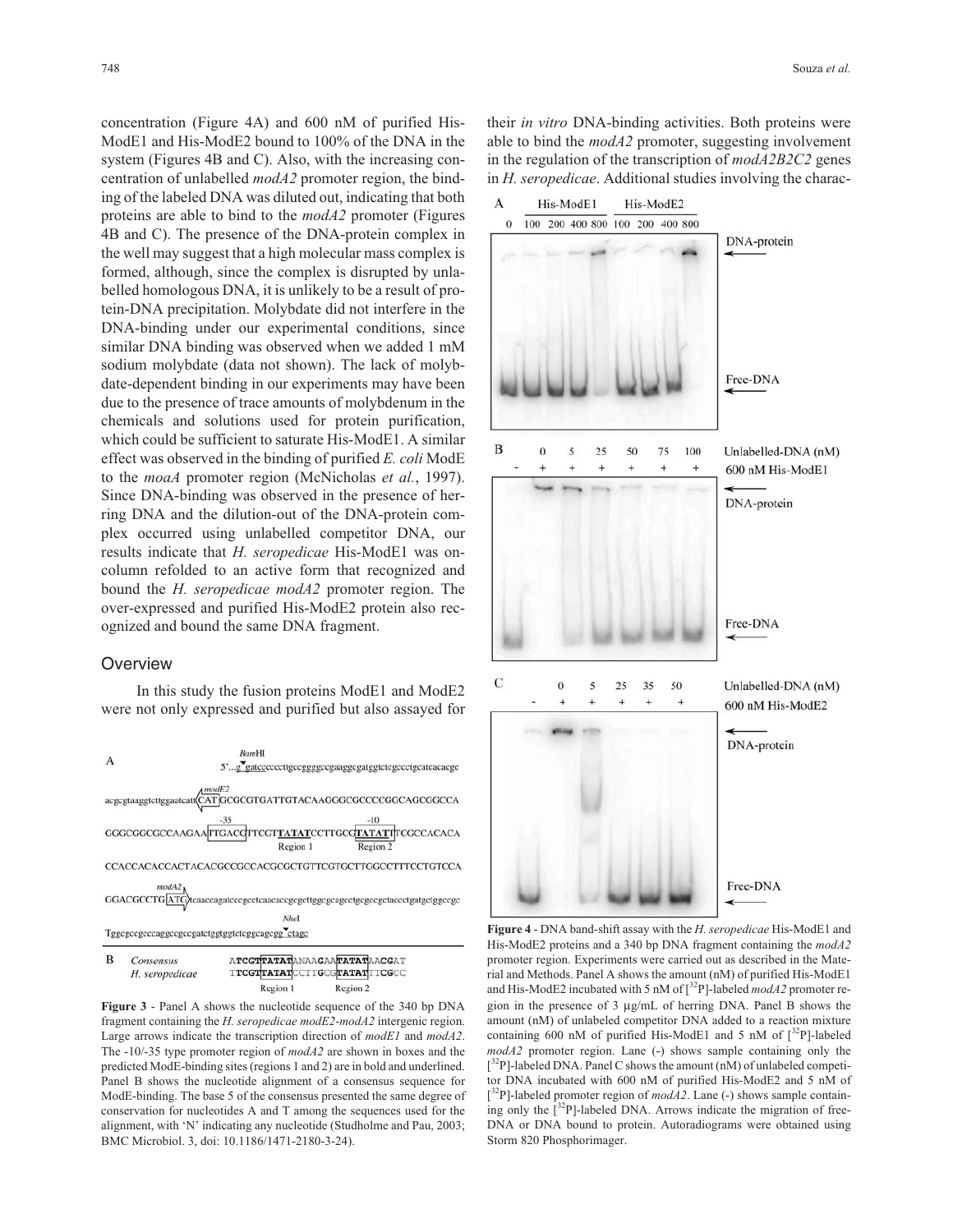concentration (Figure 4A) and 600 nM of purified His-ModE1 and His-ModE2 bound to 100% of the DNA in the system (Figures 4B and C). Also, with the increasing concentration of unlabelled *modA2* promoter region, the binding of the labeled DNA was diluted out, indicating that both proteins are able to bind to the *modA2* promoter (Figures 4B and C). The presence of the DNA-protein complex in the well may suggest that a high molecular mass complex is formed, although, since the complex is disrupted by unlabelled homologous DNA, it is unlikely to be a result of protein-DNA precipitation. Molybdate did not interfere in the DNA-binding under our experimental conditions, since similar DNA binding was observed when we added 1 mM sodium molybdate (data not shown). The lack of molybdate-dependent binding in our experiments may have been due to the presence of trace amounts of molybdenum in the chemicals and solutions used for protein purification, which could be sufficient to saturate His-ModE1. A similar effect was observed in the binding of purified *E. coli* ModE to the *moaA* promoter region (McNicholas *et al.*, 1997). Since DNA-binding was observed in the presence of herring DNA and the dilution-out of the DNA-protein complex occurred using unlabelled competitor DNA, our results indicate that *H. seropedicae* His-ModE1 was on-column refolded to an active form that recognized and bound the *H. seropedicae modA2* promoter region. The over-expressed and purified His-ModE2 protein also recognized and bound the same DNA fragment.

## Overview

In this study the fusion proteins ModE1 and ModE2 were not only expressed and purified but also assayed for their *in vitro* DNA-binding activities. Both proteins were able to bind the *modA2* promoter, suggesting involvement in the regulation of the transcription of *modA2B2C2* genes in *H. seropedicae*. Additional studies involving the charac-

```
A                              BamHI
                        5'...g gatcccccttgccggggccgaaggcgatggtctcgccctgcatcacacgc

acgcgtaaggtcttggaatcattCATGCGCGTGATTGTACAAGGGCGCCCCGGCAGCGGCCA
                        modE2
                 -35                        -10
GGGCGGCGCCAAGAATTGACGTTCGTTATATCCTTGCGTATATTTCGCCACACA
                            Region 1        Region 2
CCACCACACCACTACACGCCGCCACGCGCTGTTCGTGCTTGGCCTTTCCTGTCCA

        modA2
GGACGCCTGATGtcaaccagatcccgcctcaacaccgcgcttggcgcagcctgcgccgctaccctgatgctggccgc
                                                         NheI
Tggcgcgcccaggccgccgatctggtggtctcggcagcgg ctagc

B   Consensus        ATCGTTATATANAAGAATATATAACGAT
    H. seropedicae   TTCGTTATATCCTTGCGTATATTTCGCC
                          Region 1     Region 2
```

**Figure 3** - Panel A shows the nucleotide sequence of the 340 bp DNA fragment containing the *H. seropedicae modE2-modA2* intergenic region. Large arrows indicate the transcription direction of *modE1* and *modA2*. The -10/-35 type promoter region of *modA2* are shown in boxes and the predicted ModE-binding sites (regions 1 and 2) are in bold and underlined. Panel B shows the nucleotide alignment of a consensus sequence for ModE-binding. The base 5 of the consensus presented the same degree of conservation for nucleotides A and T among the sequences used for the alignment, with 'N' indicating any nucleotide (Studholme and Pau, 2003; BMC Microbiol. 3, doi: 10.1186/1471-2180-3-24).

**Figure 4** - DNA band-shift assay with the *H. seropedicae* His-ModE1 and His-ModE2 proteins and a 340 bp DNA fragment containing the *modA2* promoter region. Experiments were carried out as described in the Material and Methods. Panel A shows the amount (nM) of purified His-ModE1 and His-ModE2 incubated with 5 nM of [$^{32}$P]-labeled *modA2* promoter region in the presence of 3 μg/mL of herring DNA. Panel B shows the amount (nM) of unlabeled competitor DNA added to a reaction mixture containing 600 nM of purified His-ModE1 and 5 nM of [$^{32}$P]-labeled *modA2* promoter region. Lane (-) shows sample containing only the [$^{32}$P]-labeled DNA. Panel C shows the amount (nM) of unlabeled competitor DNA incubated with 600 nM of purified His-ModE2 and 5 nM of [$^{32}$P]-labeled promoter region of *modA2*. Lane (-) shows sample containing only the [$^{32}$P]-labeled DNA. Arrows indicate the migration of free-DNA or DNA bound to protein. Autoradiograms were obtained using Storm 820 Phosphorimager.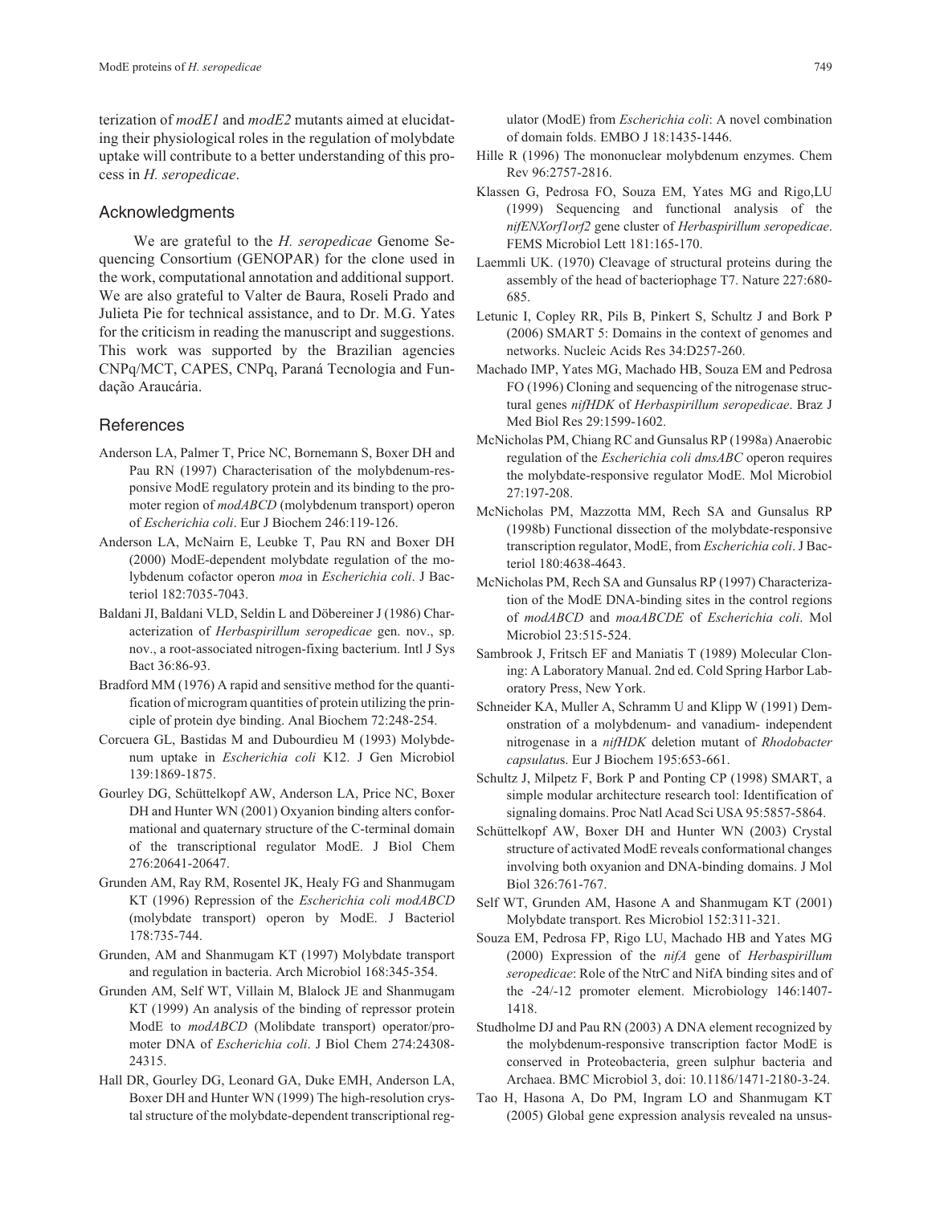terization of *modE1* and *modE2* mutants aimed at elucidating their physiological roles in the regulation of molybdate uptake will contribute to a better understanding of this process in *H. seropedicae*.

## Acknowledgments

We are grateful to the *H. seropedicae* Genome Sequencing Consortium (GENOPAR) for the clone used in the work, computational annotation and additional support. We are also grateful to Valter de Baura, Roseli Prado and Julieta Pie for technical assistance, and to Dr. M.G. Yates for the criticism in reading the manuscript and suggestions. This work was supported by the Brazilian agencies CNPq/MCT, CAPES, CNPq, Paraná Tecnologia and Fundação Araucária.

## References

Anderson LA, Palmer T, Price NC, Bornemann S, Boxer DH and Pau RN (1997) Characterisation of the molybdenum-responsive ModE regulatory protein and its binding to the promoter region of *modABCD* (molybdenum transport) operon of *Escherichia coli*. Eur J Biochem 246:119-126.

Anderson LA, McNairn E, Leubke T, Pau RN and Boxer DH (2000) ModE-dependent molybdate regulation of the molybdenum cofactor operon *moa* in *Escherichia coli*. J Bacteriol 182:7035-7043.

Baldani JI, Baldani VLD, Seldin L and Döbereiner J (1986) Characterization of *Herbaspirillum seropedicae* gen. nov., sp. nov., a root-associated nitrogen-fixing bacterium. Intl J Sys Bact 36:86-93.

Bradford MM (1976) A rapid and sensitive method for the quantification of microgram quantities of protein utilizing the principle of protein dye binding. Anal Biochem 72:248-254.

Corcuera GL, Bastidas M and Dubourdieu M (1993) Molybdenum uptake in *Escherichia coli* K12. J Gen Microbiol 139:1869-1875.

Gourley DG, Schüttelkopf AW, Anderson LA, Price NC, Boxer DH and Hunter WN (2001) Oxyanion binding alters conformational and quaternary structure of the C-terminal domain of the transcriptional regulator ModE. J Biol Chem 276:20641-20647.

Grunden AM, Ray RM, Rosentel JK, Healy FG and Shanmugam KT (1996) Repression of the *Escherichia coli modABCD* (molybdate transport) operon by ModE. J Bacteriol 178:735-744.

Grunden, AM and Shanmugam KT (1997) Molybdate transport and regulation in bacteria. Arch Microbiol 168:345-354.

Grunden AM, Self WT, Villain M, Blalock JE and Shanmugam KT (1999) An analysis of the binding of repressor protein ModE to *modABCD* (Molibdate transport) operator/promoter DNA of *Escherichia coli*. J Biol Chem 274:24308-24315.

Hall DR, Gourley DG, Leonard GA, Duke EMH, Anderson LA, Boxer DH and Hunter WN (1999) The high-resolution crystal structure of the molybdate-dependent transcriptional regulator (ModE) from *Escherichia coli*: A novel combination of domain folds. EMBO J 18:1435-1446.

Hille R (1996) The mononuclear molybdenum enzymes. Chem Rev 96:2757-2816.

Klassen G, Pedrosa FO, Souza EM, Yates MG and Rigo,LU (1999) Sequencing and functional analysis of the *nifENXorf1orf2* gene cluster of *Herbaspirillum seropedicae*. FEMS Microbiol Lett 181:165-170.

Laemmli UK. (1970) Cleavage of structural proteins during the assembly of the head of bacteriophage T7. Nature 227:680-685.

Letunic I, Copley RR, Pils B, Pinkert S, Schultz J and Bork P (2006) SMART 5: Domains in the context of genomes and networks. Nucleic Acids Res 34:D257-260.

Machado IMP, Yates MG, Machado HB, Souza EM and Pedrosa FO (1996) Cloning and sequencing of the nitrogenase structural genes *nifHDK* of *Herbaspirillum seropedicae*. Braz J Med Biol Res 29:1599-1602.

McNicholas PM, Chiang RC and Gunsalus RP (1998a) Anaerobic regulation of the *Escherichia coli dmsABC* operon requires the molybdate-responsive regulator ModE. Mol Microbiol 27:197-208.

McNicholas PM, Mazzotta MM, Rech SA and Gunsalus RP (1998b) Functional dissection of the molybdate-responsive transcription regulator, ModE, from *Escherichia coli*. J Bacteriol 180:4638-4643.

McNicholas PM, Rech SA and Gunsalus RP (1997) Characterization of the ModE DNA-binding sites in the control regions of *modABCD* and *moaABCDE* of *Escherichia coli*. Mol Microbiol 23:515-524.

Sambrook J, Fritsch EF and Maniatis T (1989) Molecular Cloning: A Laboratory Manual. 2nd ed. Cold Spring Harbor Laboratory Press, New York.

Schneider KA, Muller A, Schramm U and Klipp W (1991) Demonstration of a molybdenum- and vanadium- independent nitrogenase in a *nifHDK* deletion mutant of *Rhodobacter capsulatus*. Eur J Biochem 195:653-661.

Schultz J, Milpetz F, Bork P and Ponting CP (1998) SMART, a simple modular architecture research tool: Identification of signaling domains. Proc Natl Acad Sci USA 95:5857-5864.

Schüttelkopf AW, Boxer DH and Hunter WN (2003) Crystal structure of activated ModE reveals conformational changes involving both oxyanion and DNA-binding domains. J Mol Biol 326:761-767.

Self WT, Grunden AM, Hasone A and Shanmugam KT (2001) Molybdate transport. Res Microbiol 152:311-321.

Souza EM, Pedrosa FP, Rigo LU, Machado HB and Yates MG (2000) Expression of the *nifA* gene of *Herbaspirillum seropedicae*: Role of the NtrC and NifA binding sites and of the -24/-12 promoter element. Microbiology 146:1407-1418.

Studholme DJ and Pau RN (2003) A DNA element recognized by the molybdenum-responsive transcription factor ModE is conserved in Proteobacteria, green sulphur bacteria and Archaea. BMC Microbiol 3, doi: 10.1186/1471-2180-3-24.

Tao H, Hasona A, Do PM, Ingram LO and Shanmugam KT (2005) Global gene expression analysis revealed na unsus-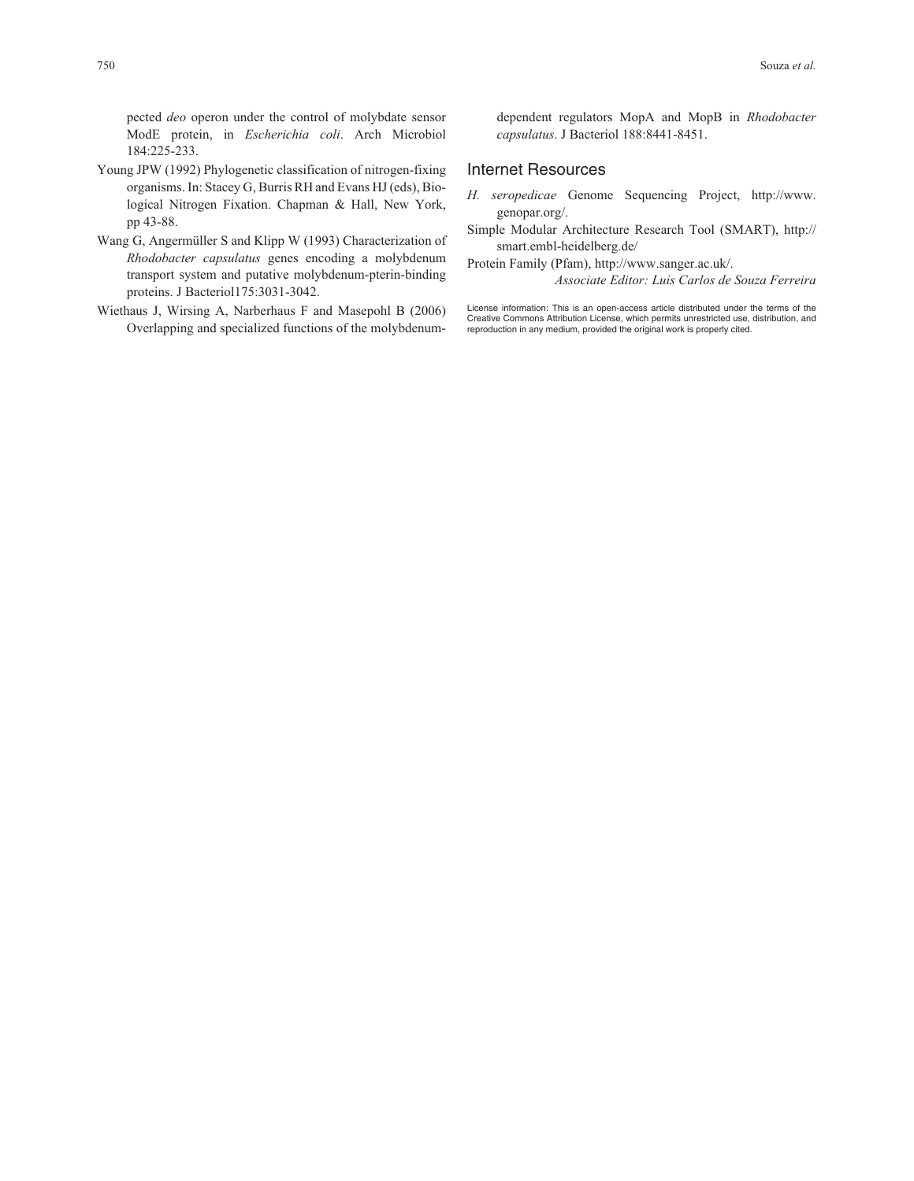pected *deo* operon under the control of molybdate sensor ModE protein, in *Escherichia coli*. Arch Microbiol 184:225-233.

Young JPW (1992) Phylogenetic classification of nitrogen-fixing organisms. In: Stacey G, Burris RH and Evans HJ (eds), Biological Nitrogen Fixation. Chapman & Hall, New York, pp 43-88.

Wang G, Angermüller S and Klipp W (1993) Characterization of *Rhodobacter capsulatus* genes encoding a molybdenum transport system and putative molybdenum-pterin-binding proteins. J Bacteriol175:3031-3042.

Wiethaus J, Wirsing A, Narberhaus F and Masepohl B (2006) Overlapping and specialized functions of the molybdenum-dependent regulators MopA and MopB in *Rhodobacter capsulatus*. J Bacteriol 188:8441-8451.

## Internet Resources

*H. seropedicae* Genome Sequencing Project, http://www.genopar.org/.

Simple Modular Architecture Research Tool (SMART), http://smart.embl-heidelberg.de/

Protein Family (Pfam), http://www.sanger.ac.uk/.

*Associate Editor: Luis Carlos de Souza Ferreira*

License information: This is an open-access article distributed under the terms of the Creative Commons Attribution License, which permits unrestricted use, distribution, and reproduction in any medium, provided the original work is properly cited.